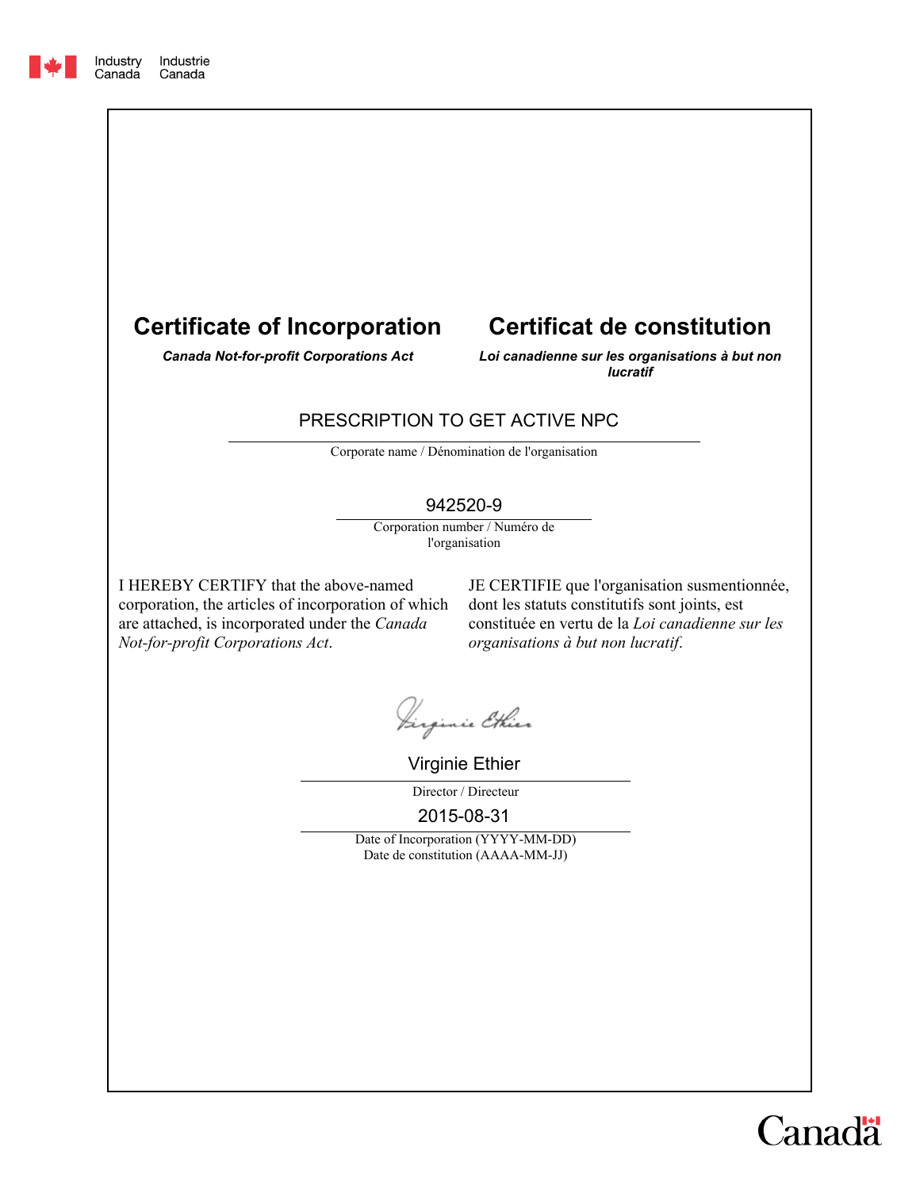Industry Canada / Industrie Canada

# Certificate of Incorporation

***Canada Not-for-profit Corporations Act***

# Certificat de constitution

***Loi canadienne sur les organisations à but non lucratif***

PRESCRIPTION TO GET ACTIVE NPC

Corporate name / Dénomination de l'organisation

942520-9

Corporation number / Numéro de l'organisation

I HEREBY CERTIFY that the above-named corporation, the articles of incorporation of which are attached, is incorporated under the *Canada Not-for-profit Corporations Act*.

JE CERTIFIE que l'organisation susmentionnée, dont les statuts constitutifs sont joints, est constituée en vertu de la *Loi canadienne sur les organisations à but non lucratif*.

Virginie Ethier

Director / Directeur

2015-08-31

Date of Incorporation (YYYY-MM-DD)
Date de constitution (AAAA-MM-JJ)

Canada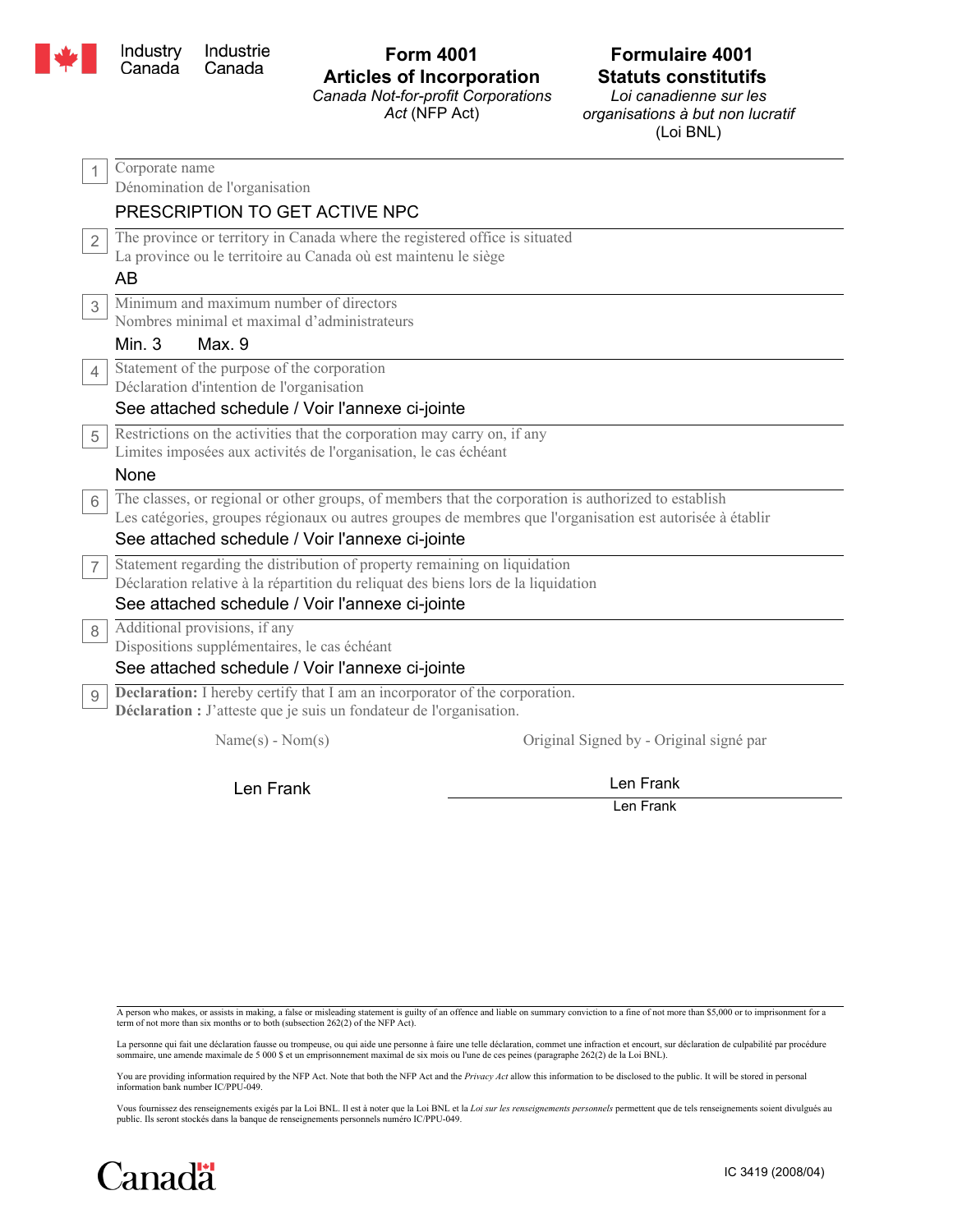Industry Canada | Industrie Canada

# Form 4001 Articles of Incorporation

*Canada Not-for-profit Corporations Act* (NFP Act)

# Formulaire 4001 Statuts constitutifs

*Loi canadienne sur les organisations à but non lucratif* (Loi BNL)

**1** Corporate name
Dénomination de l'organisation

PRESCRIPTION TO GET ACTIVE NPC

**2** The province or territory in Canada where the registered office is situated
La province ou le territoire au Canada où est maintenu le siège

AB

**3** Minimum and maximum number of directors
Nombres minimal et maximal d'administrateurs

Min. 3 Max. 9

**4** Statement of the purpose of the corporation
Déclaration d'intention de l'organisation

See attached schedule / Voir l'annexe ci-jointe

**5** Restrictions on the activities that the corporation may carry on, if any
Limites imposées aux activités de l'organisation, le cas échéant

None

**6** The classes, or regional or other groups, of members that the corporation is authorized to establish
Les catégories, groupes régionaux ou autres groupes de membres que l'organisation est autorisée à établir

See attached schedule / Voir l'annexe ci-jointe

**7** Statement regarding the distribution of property remaining on liquidation
Déclaration relative à la répartition du reliquat des biens lors de la liquidation

See attached schedule / Voir l'annexe ci-jointe

**8** Additional provisions, if any
Dispositions supplémentaires, le cas échéant

See attached schedule / Voir l'annexe ci-jointe

**9** **Declaration:** I hereby certify that I am an incorporator of the corporation.
**Déclaration :** J'atteste que je suis un fondateur de l'organisation.

| Name(s) - Nom(s) | Original Signed by - Original signé par |
|---|---|
| Len Frank | Len Frank<br>Len Frank |

A person who makes, or assists in making, a false or misleading statement is guilty of an offence and liable on summary conviction to a fine of not more than $5,000 or to imprisonment for a term of not more than six months or to both (subsection 262(2) of the NFP Act).

La personne qui fait une déclaration fausse ou trompeuse, ou qui aide une personne à faire une telle déclaration, commet une infraction et encourt, sur déclaration de culpabilité par procédure sommaire, une amende maximale de 5 000 $ et un emprisonnement maximal de six mois ou l'une de ces peines (paragraphe 262(2) de la Loi BNL).

You are providing information required by the NFP Act. Note that both the NFP Act and the *Privacy Act* allow this information to be disclosed to the public. It will be stored in personal information bank number IC/PPU-049.

Vous fournissez des renseignements exigés par la Loi BNL. Il est à noter que la Loi BNL et la *Loi sur les renseignements personnels* permettent que de tels renseignements soient divulgués au public. Ils seront stockés dans la banque de renseignements personnels numéro IC/PPU-049.

Canada

IC 3419 (2008/04)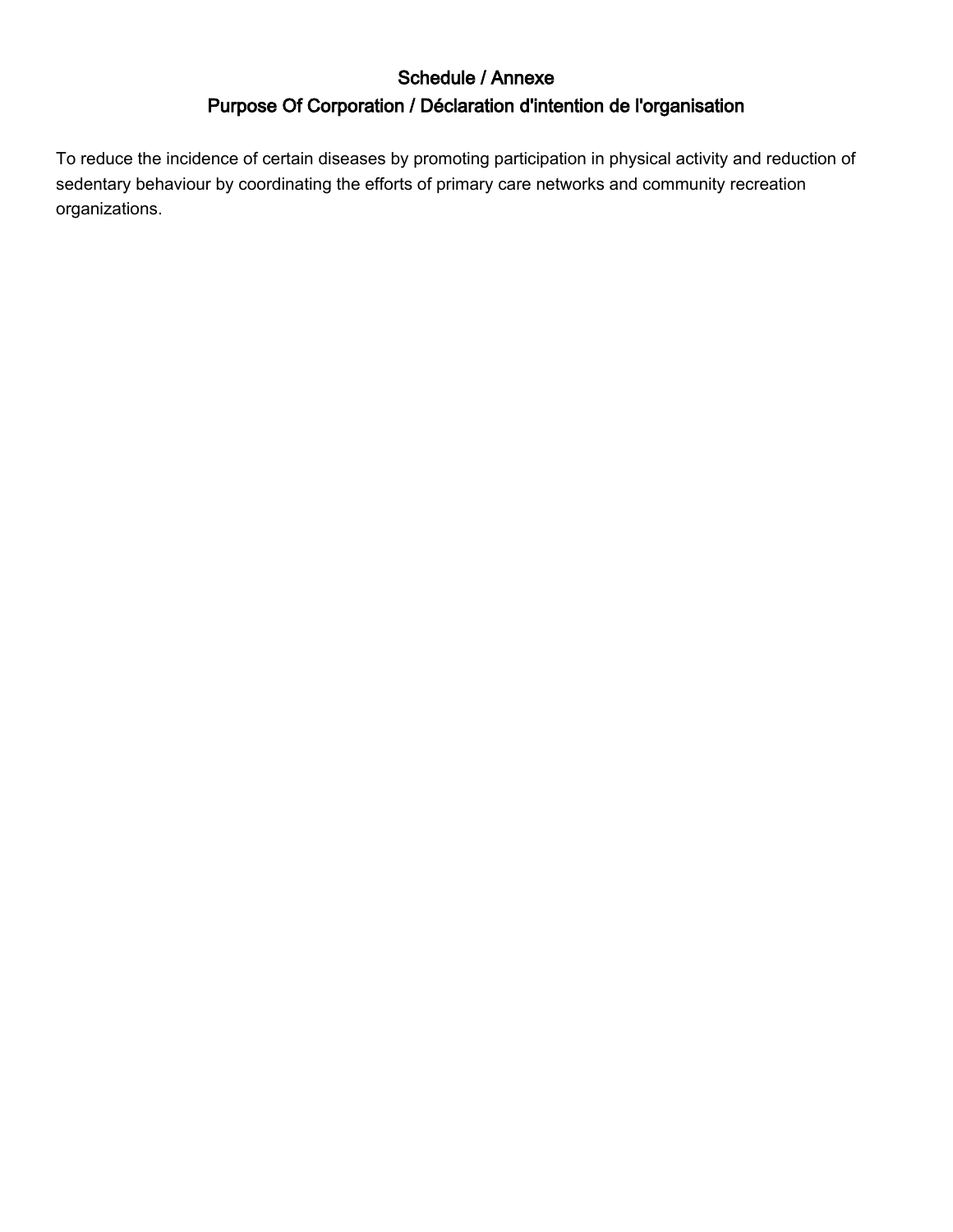# Schedule / Annexe

## Purpose Of Corporation / Déclaration d'intention de l'organisation

To reduce the incidence of certain diseases by promoting participation in physical activity and reduction of sedentary behaviour by coordinating the efforts of primary care networks and community recreation organizations.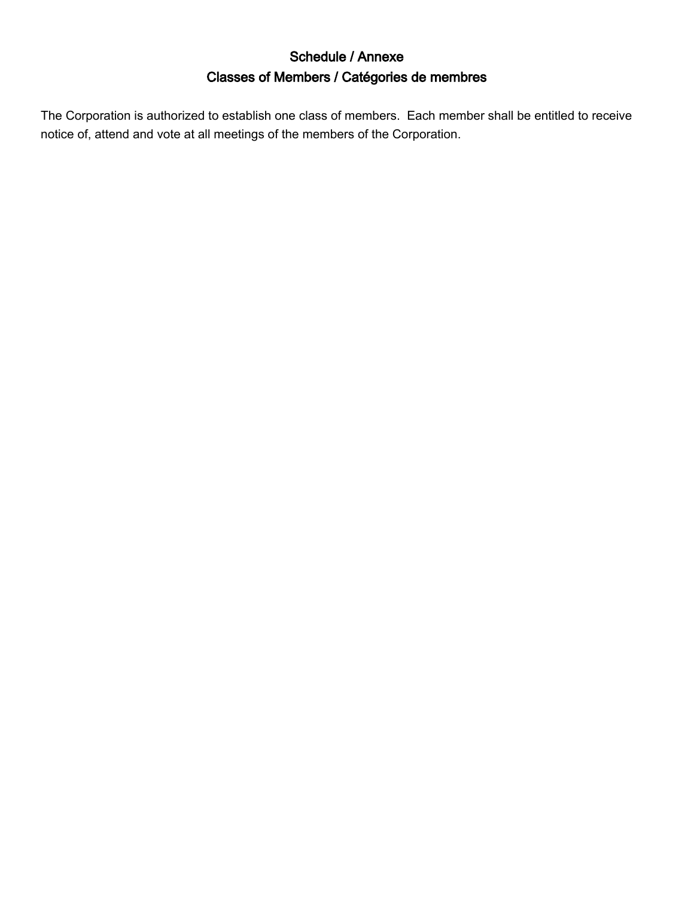## Schedule / Annexe
## Classes of Members / Catégories de membres

The Corporation is authorized to establish one class of members.  Each member shall be entitled to receive notice of, attend and vote at all meetings of the members of the Corporation.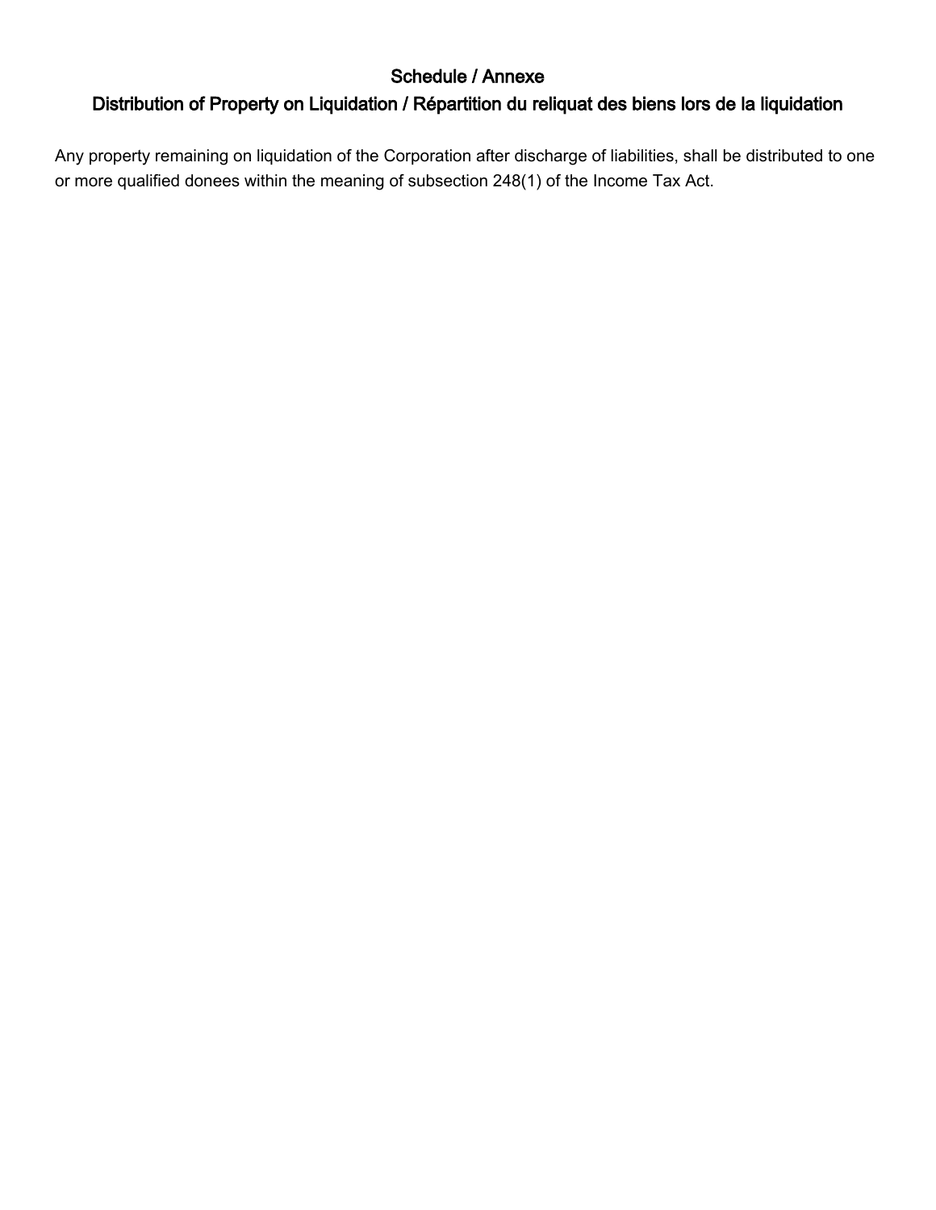# Schedule / Annexe

## Distribution of Property on Liquidation / Répartition du reliquat des biens lors de la liquidation

Any property remaining on liquidation of the Corporation after discharge of liabilities, shall be distributed to one or more qualified donees within the meaning of subsection 248(1) of the Income Tax Act.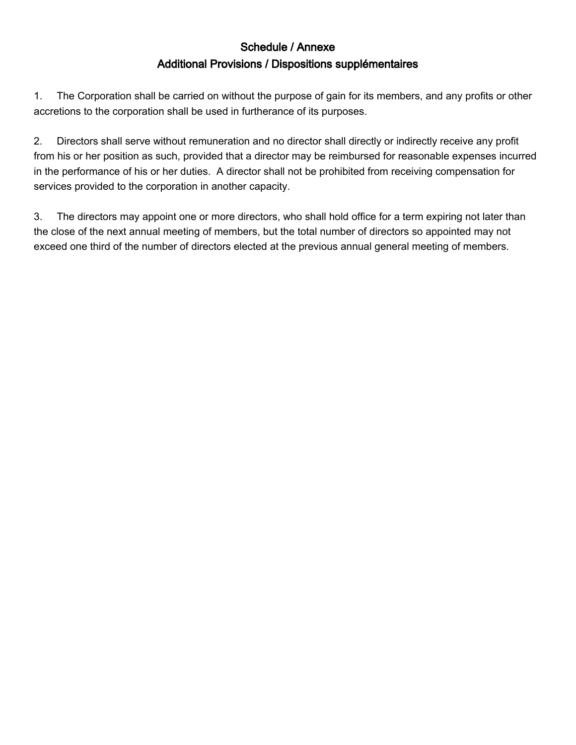# Schedule / Annexe
## Additional Provisions / Dispositions supplémentaires

1. The Corporation shall be carried on without the purpose of gain for its members, and any profits or other accretions to the corporation shall be used in furtherance of its purposes.

2. Directors shall serve without remuneration and no director shall directly or indirectly receive any profit from his or her position as such, provided that a director may be reimbursed for reasonable expenses incurred in the performance of his or her duties. A director shall not be prohibited from receiving compensation for services provided to the corporation in another capacity.

3. The directors may appoint one or more directors, who shall hold office for a term expiring not later than the close of the next annual meeting of members, but the total number of directors so appointed may not exceed one third of the number of directors elected at the previous annual general meeting of members.